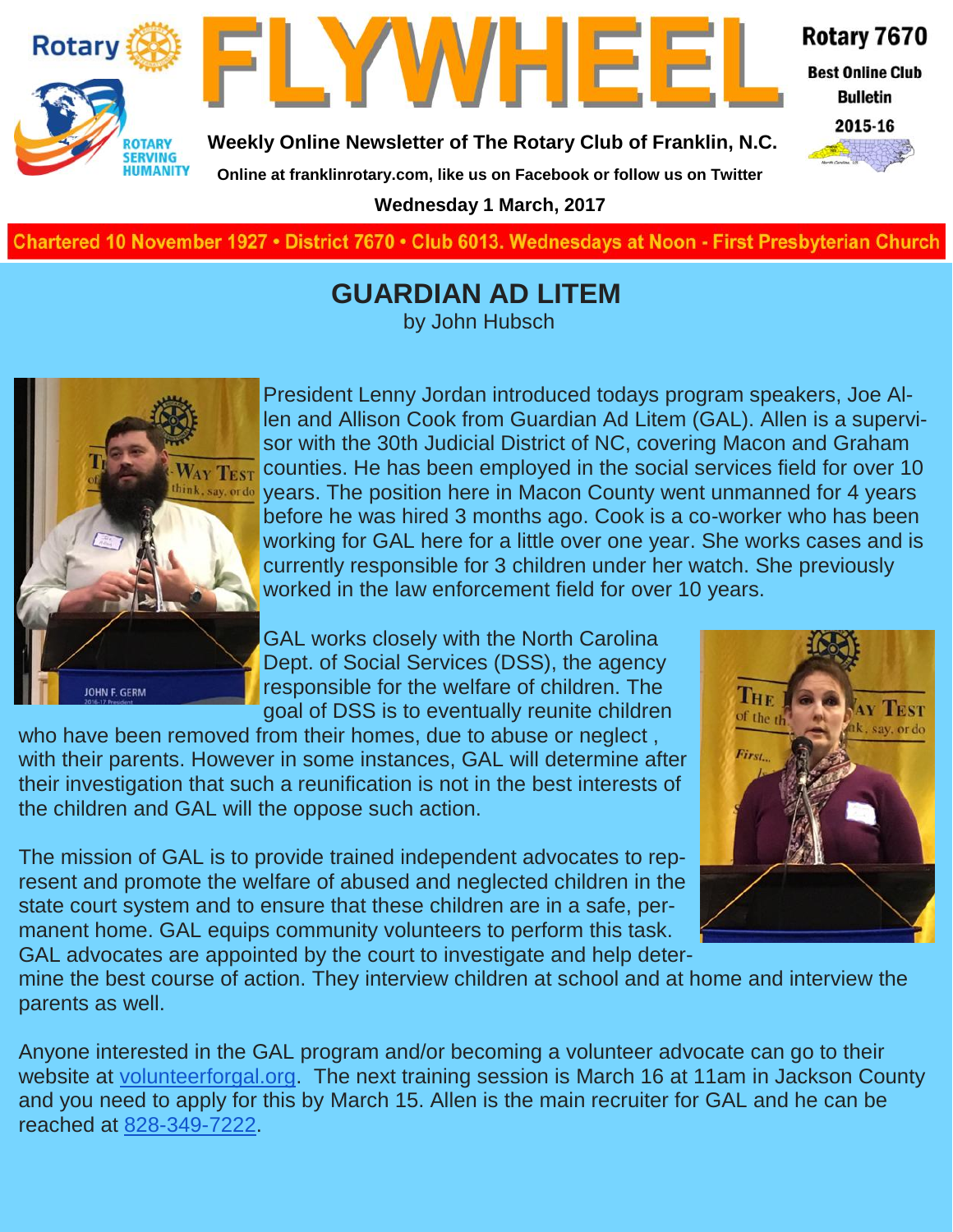# FLYWHEEL

**Rotary 7670**
**Best Online Club Bulletin**
**2015-16**

**Weekly Online Newsletter of The Rotary Club of Franklin, N.C.**

**Online at franklinrotary.com, like us on Facebook or follow us on Twitter**

**Wednesday 1 March, 2017**

**Chartered 10 November 1927 • District 7670 • Club 6013. Wednesdays at Noon - First Presbyterian Church**

## GUARDIAN AD LITEM

by John Hubsch

President Lenny Jordan introduced todays program speakers, Joe Allen and Allison Cook from Guardian Ad Litem (GAL). Allen is a supervisor with the 30th Judicial District of NC, covering Macon and Graham counties. He has been employed in the social services field for over 10 years. The position here in Macon County went unmanned for 4 years before he was hired 3 months ago. Cook is a co-worker who has been working for GAL here for a little over one year. She works cases and is currently responsible for 3 children under her watch. She previously worked in the law enforcement field for over 10 years.

GAL works closely with the North Carolina Dept. of Social Services (DSS), the agency responsible for the welfare of children. The goal of DSS is to eventually reunite children who have been removed from their homes, due to abuse or neglect , with their parents. However in some instances, GAL will determine after their investigation that such a reunification is not in the best interests of the children and GAL will the oppose such action.

The mission of GAL is to provide trained independent advocates to represent and promote the welfare of abused and neglected children in the state court system and to ensure that these children are in a safe, permanent home. GAL equips community volunteers to perform this task. GAL advocates are appointed by the court to investigate and help determine the best course of action. They interview children at school and at home and interview the parents as well.

Anyone interested in the GAL program and/or becoming a volunteer advocate can go to their website at volunteerforgal.org. The next training session is March 16 at 11am in Jackson County and you need to apply for this by March 15. Allen is the main recruiter for GAL and he can be reached at 828-349-7222.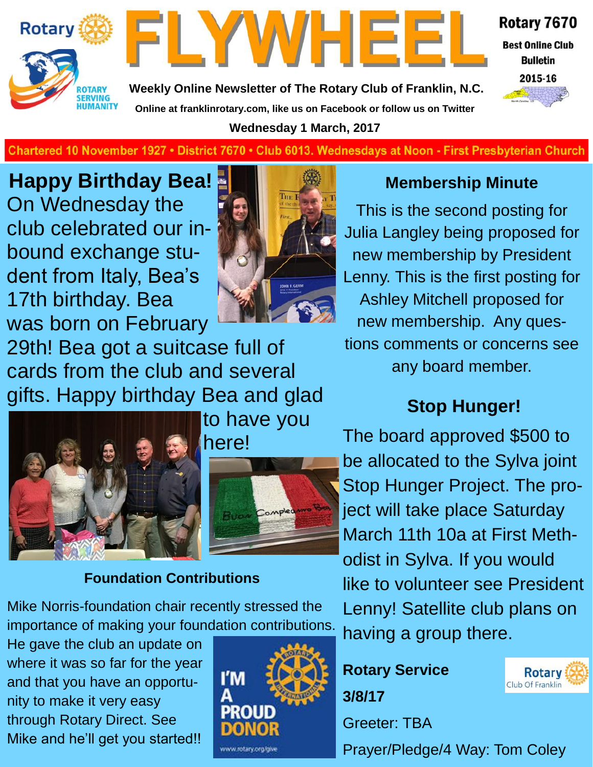# FLYWHEEL

Rotary 7670
Best Online Club Bulletin
2015-16

Weekly Online Newsletter of The Rotary Club of Franklin, N.C.

Online at franklinrotary.com, like us on Facebook or follow us on Twitter

Wednesday 1 March, 2017

Chartered 10 November 1927 • District 7670 • Club 6013. Wednesdays at Noon - First Presbyterian Church

## Happy Birthday Bea!

On Wednesday the club celebrated our in-bound exchange student from Italy, Bea's 17th birthday. Bea was born on February 29th! Bea got a suitcase full of cards from the club and several gifts. Happy birthday Bea and glad to have you here!

### Foundation Contributions

Mike Norris-foundation chair recently stressed the importance of making your foundation contributions. He gave the club an update on where it was so far for the year and that you have an opportunity to make it very easy through Rotary Direct. See Mike and he'll get you started!!

### Membership Minute

This is the second posting for Julia Langley being proposed for new membership by President Lenny. This is the first posting for Ashley Mitchell proposed for new membership. Any questions comments or concerns see any board member.

### Stop Hunger!

The board approved $500 to be allocated to the Sylva joint Stop Hunger Project. The project will take place Saturday March 11th 10a at First Methodist in Sylva. If you would like to volunteer see President Lenny! Satellite club plans on having a group there.

**Rotary Service**

**3/8/17**

Greeter: TBA

Prayer/Pledge/4 Way: Tom Coley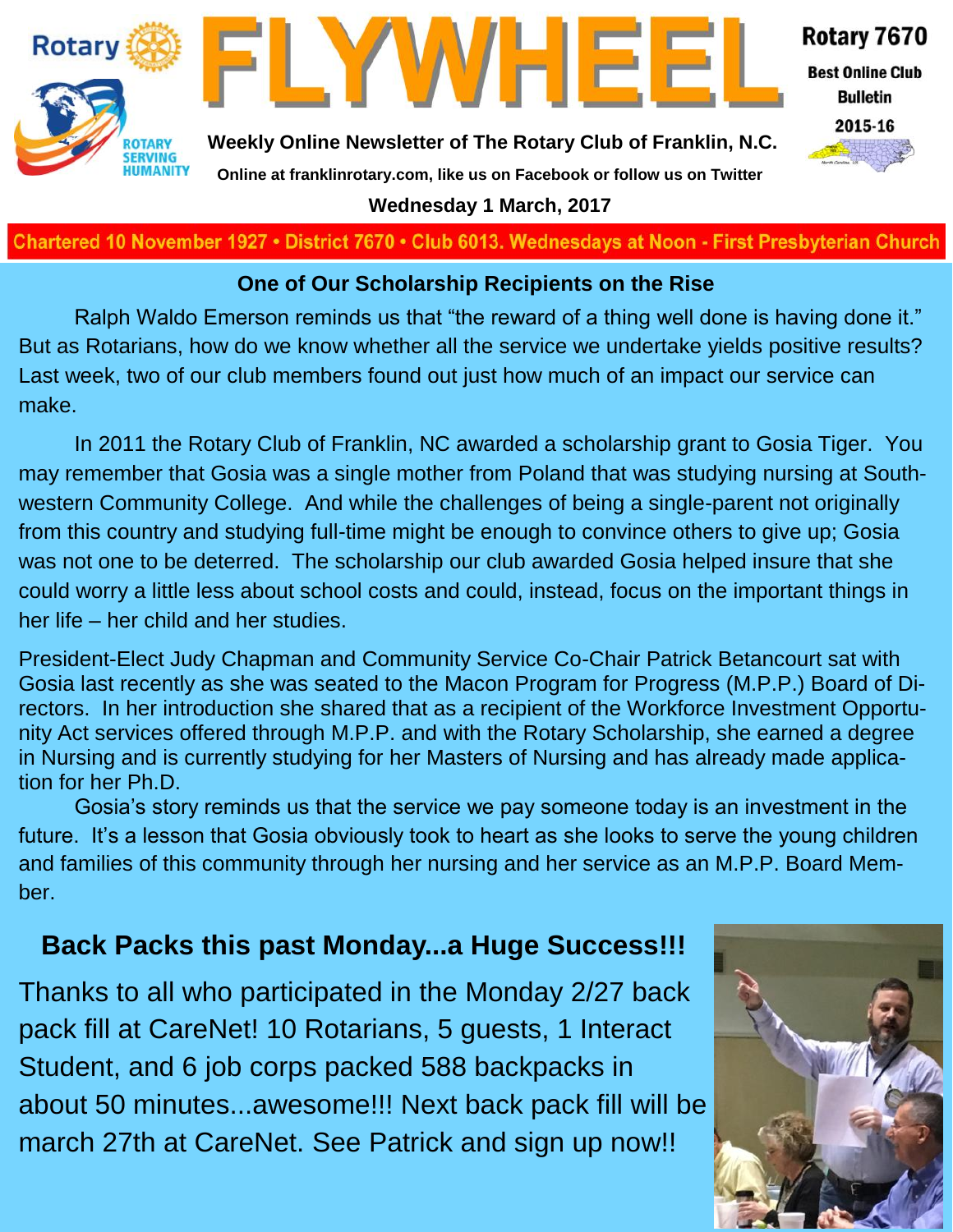# FLYWHEEL

**Rotary 7670**

**Best Online Club Bulletin 2015-16**

**Weekly Online Newsletter of The Rotary Club of Franklin, N.C.**

**Online at franklinrotary.com, like us on Facebook or follow us on Twitter**

**Wednesday 1 March, 2017**

**Chartered 10 November 1927 • District 7670 • Club 6013. Wednesdays at Noon - First Presbyterian Church**

## One of Our Scholarship Recipients on the Rise

Ralph Waldo Emerson reminds us that "the reward of a thing well done is having done it." But as Rotarians, how do we know whether all the service we undertake yields positive results? Last week, two of our club members found out just how much of an impact our service can make.

In 2011 the Rotary Club of Franklin, NC awarded a scholarship grant to Gosia Tiger. You may remember that Gosia was a single mother from Poland that was studying nursing at Southwestern Community College. And while the challenges of being a single-parent not originally from this country and studying full-time might be enough to convince others to give up; Gosia was not one to be deterred. The scholarship our club awarded Gosia helped insure that she could worry a little less about school costs and could, instead, focus on the important things in her life – her child and her studies.

President-Elect Judy Chapman and Community Service Co-Chair Patrick Betancourt sat with Gosia last recently as she was seated to the Macon Program for Progress (M.P.P.) Board of Directors. In her introduction she shared that as a recipient of the Workforce Investment Opportunity Act services offered through M.P.P. and with the Rotary Scholarship, she earned a degree in Nursing and is currently studying for her Masters of Nursing and has already made application for her Ph.D.

Gosia's story reminds us that the service we pay someone today is an investment in the future. It's a lesson that Gosia obviously took to heart as she looks to serve the young children and families of this community through her nursing and her service as an M.P.P. Board Member.

## Back Packs this past Monday...a Huge Success!!!

Thanks to all who participated in the Monday 2/27 back pack fill at CareNet! 10 Rotarians, 5 guests, 1 Interact Student, and 6 job corps packed 588 backpacks in about 50 minutes...awesome!!! Next back pack fill will be march 27th at CareNet. See Patrick and sign up now!!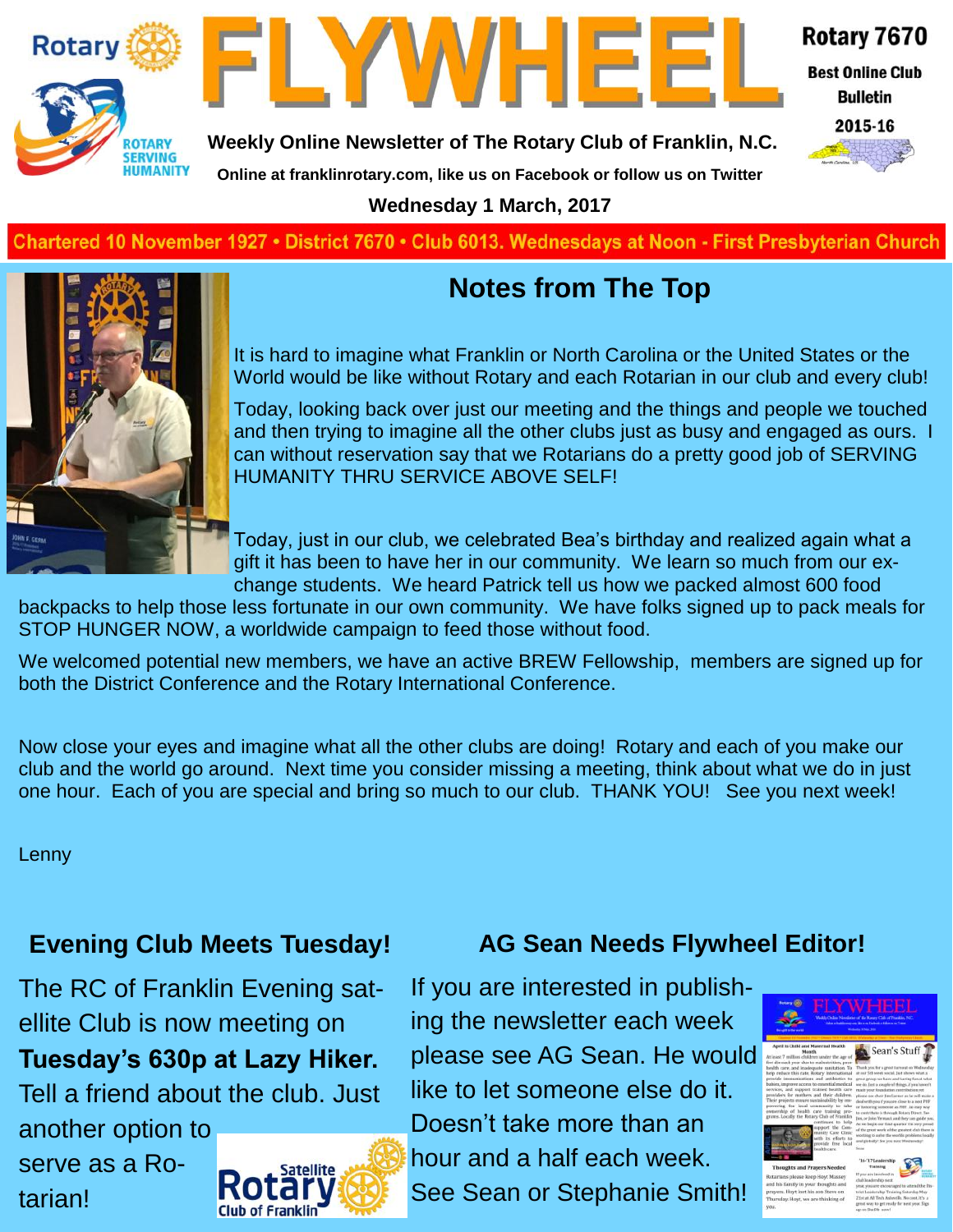# FLYWHEEL

Rotary 7670

Best Online Club Bulletin

2015-16

**Weekly Online Newsletter of The Rotary Club of Franklin, N.C.**

**Online at franklinrotary.com, like us on Facebook or follow us on Twitter**

**Wednesday 1 March, 2017**

**Chartered 10 November 1927 • District 7670 • Club 6013. Wednesdays at Noon - First Presbyterian Church**

## Notes from The Top

It is hard to imagine what Franklin or North Carolina or the United States or the World would be like without Rotary and each Rotarian in our club and every club!

Today, looking back over just our meeting and the things and people we touched and then trying to imagine all the other clubs just as busy and engaged as ours. I can without reservation say that we Rotarians do a pretty good job of SERVING HUMANITY THRU SERVICE ABOVE SELF!

Today, just in our club, we celebrated Bea's birthday and realized again what a gift it has been to have her in our community. We learn so much from our exchange students. We heard Patrick tell us how we packed almost 600 food backpacks to help those less fortunate in our own community. We have folks signed up to pack meals for STOP HUNGER NOW, a worldwide campaign to feed those without food.

We welcomed potential new members, we have an active BREW Fellowship, members are signed up for both the District Conference and the Rotary International Conference.

Now close your eyes and imagine what all the other clubs are doing! Rotary and each of you make our club and the world go around. Next time you consider missing a meeting, think about what we do in just one hour. Each of you are special and bring so much to our club. THANK YOU! See you next week!

Lenny

## Evening Club Meets Tuesday!

The RC of Franklin Evening satellite Club is now meeting on **Tuesday's 630p at Lazy Hiker.** Tell a friend about the club. Just another option to serve as a Rotarian!

## AG Sean Needs Flywheel Editor!

If you are interested in publishing the newsletter each week please see AG Sean. He would like to let someone else do it. Doesn't take more than an hour and a half each week. See Sean or Stephanie Smith!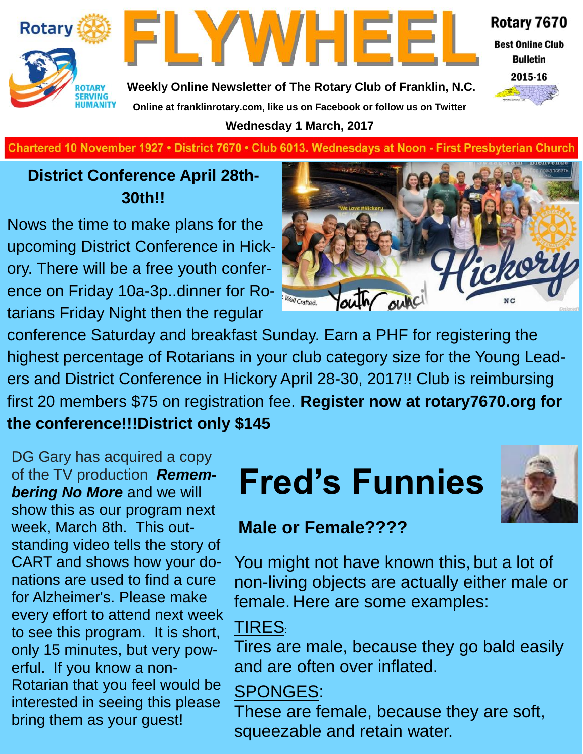# FLYWHEEL

**Rotary 7670 Best Online Club Bulletin 2015-16**

**Weekly Online Newsletter of The Rotary Club of Franklin, N.C.**

**Online at franklinrotary.com, like us on Facebook or follow us on Twitter**

**Wednesday 1 March, 2017**

Chartered 10 November 1927 • District 7670 • Club 6013. Wednesdays at Noon - First Presbyterian Church

## District Conference April 28th-30th!!

Nows the time to make plans for the upcoming District Conference in Hickory. There will be a free youth conference on Friday 10a-3p..dinner for Rotarians Friday Night then the regular conference Saturday and breakfast Sunday. Earn a PHF for registering the highest percentage of Rotarians in your club category size for the Young Leaders and District Conference in Hickory April 28-30, 2017!! Club is reimbursing first 20 members $75 on registration fee. **Register now at rotary7670.org for the conference!!!District only $145**

DG Gary has acquired a copy of the TV production ***Remembering No More*** and we will show this as our program next week, March 8th. This outstanding video tells the story of CART and shows how your donations are used to find a cure for Alzheimer's. Please make every effort to attend next week to see this program. It is short, only 15 minutes, but very powerful. If you know a non-Rotarian that you feel would be interested in seeing this please bring them as your guest!

# Fred's Funnies

### Male or Female????

You might not have known this, but a lot of non-living objects are actually either male or female. Here are some examples:

TIRES:
Tires are male, because they go bald easily and are often over inflated.

SPONGES:
These are female, because they are soft, squeezable and retain water.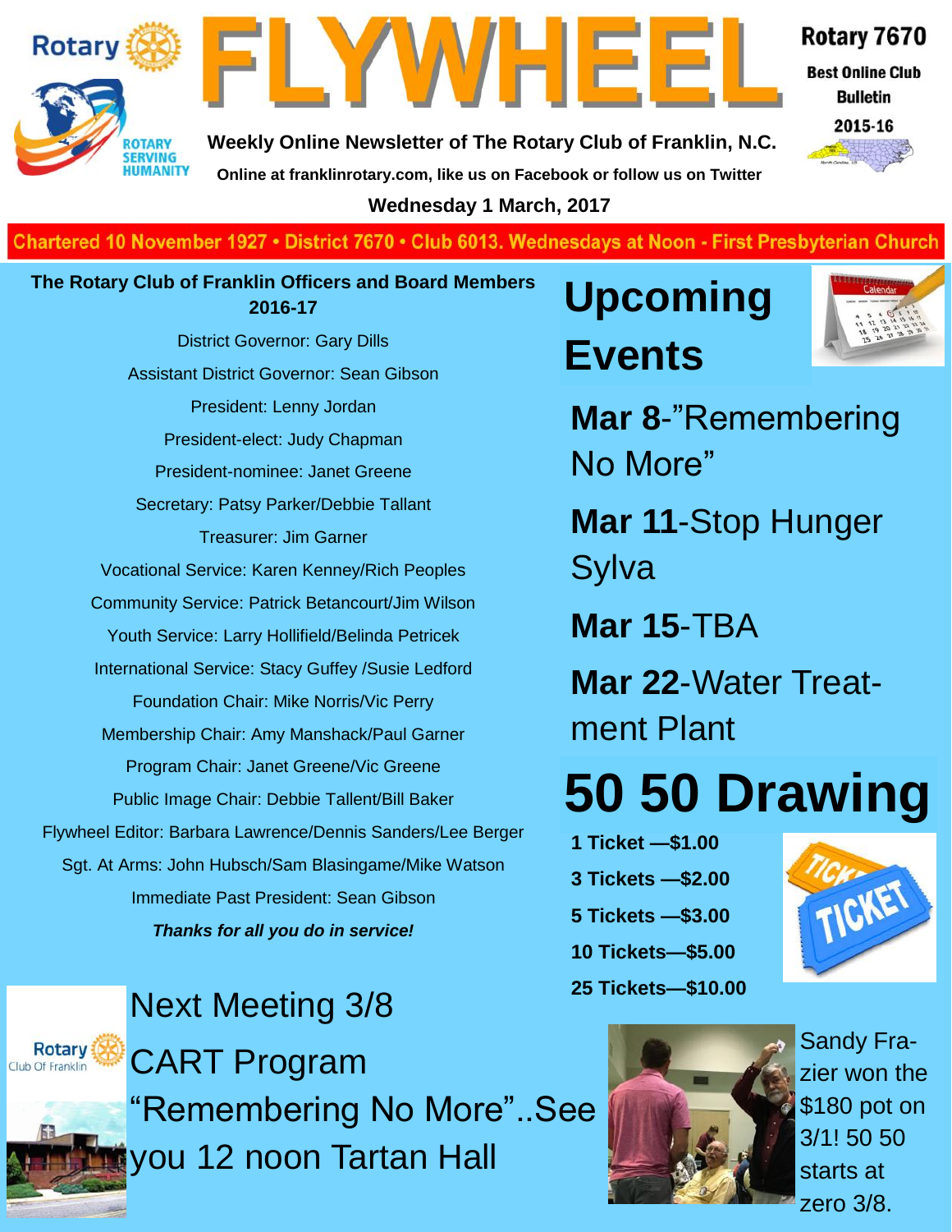# FLYWHEEL

Rotary 7670

Best Online Club Bulletin 2015-16

**Weekly Online Newsletter of The Rotary Club of Franklin, N.C.**

**Online at franklinrotary.com, like us on Facebook or follow us on Twitter**

**Wednesday 1 March, 2017**

**Chartered 10 November 1927 • District 7670 • Club 6013. Wednesdays at Noon - First Presbyterian Church**

### The Rotary Club of Franklin Officers and Board Members 2016-17

District Governor: Gary Dills

Assistant District Governor: Sean Gibson

President: Lenny Jordan

President-elect: Judy Chapman

President-nominee: Janet Greene

Secretary: Patsy Parker/Debbie Tallant

Treasurer: Jim Garner

Vocational Service: Karen Kenney/Rich Peoples

Community Service: Patrick Betancourt/Jim Wilson

Youth Service: Larry Hollifield/Belinda Petricek

International Service: Stacy Guffey /Susie Ledford

Foundation Chair: Mike Norris/Vic Perry

Membership Chair: Amy Manshack/Paul Garner

Program Chair: Janet Greene/Vic Greene

Public Image Chair: Debbie Tallent/Bill Baker

Flywheel Editor: Barbara Lawrence/Dennis Sanders/Lee Berger

Sgt. At Arms: John Hubsch/Sam Blasingame/Mike Watson

Immediate Past President: Sean Gibson

***Thanks for all you do in service!***

Next Meeting 3/8

CART Program

“Remembering No More”..See you 12 noon Tartan Hall

## Upcoming Events

**Mar 8**-”Remembering No More”

**Mar 11**-Stop Hunger Sylva

**Mar 15**-TBA

**Mar 22**-Water Treatment Plant

## 50 50 Drawing

**1 Ticket —$1.00**

**3 Tickets —$2.00**

**5 Tickets —$3.00**

**10 Tickets—$5.00**

**25 Tickets—$10.00**

Sandy Frazier won the $180 pot on 3/1! 50 50 starts at zero 3/8.